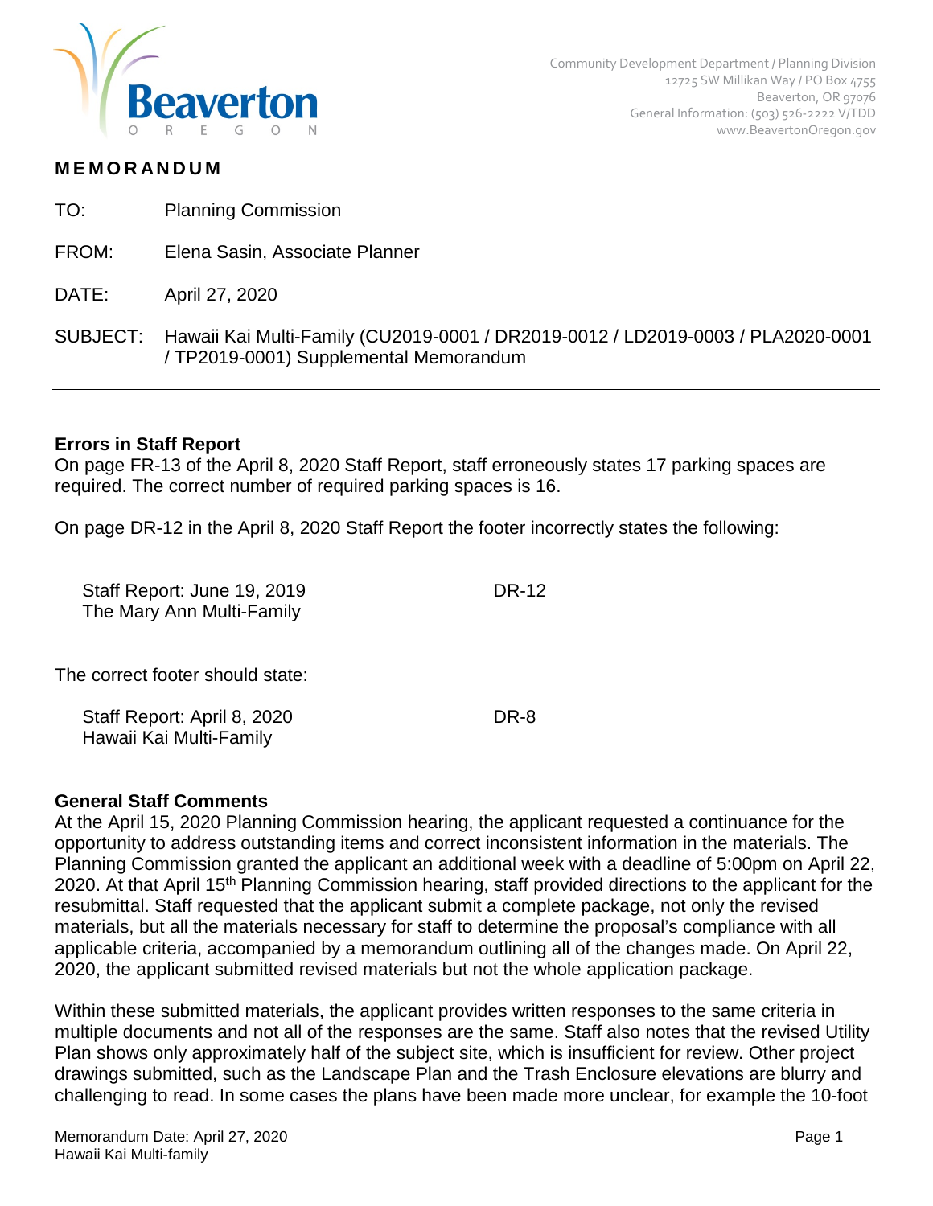Community Development Department / Planning Division
12725 SW Millikan Way / PO Box 4755
Beaverton, OR 97076
General Information: (503) 526-2222 V/TDD
www.BeavertonOregon.gov

# MEMORANDUM

TO: Planning Commission

FROM: Elena Sasin, Associate Planner

DATE: April 27, 2020

SUBJECT: Hawaii Kai Multi-Family (CU2019-0001 / DR2019-0012 / LD2019-0003 / PLA2020-0001 / TP2019-0001) Supplemental Memorandum

## Errors in Staff Report

On page FR-13 of the April 8, 2020 Staff Report, staff erroneously states 17 parking spaces are required. The correct number of required parking spaces is 16.

On page DR-12 in the April 8, 2020 Staff Report the footer incorrectly states the following:

Staff Report: June 19, 2019 DR-12
The Mary Ann Multi-Family

The correct footer should state:

Staff Report: April 8, 2020 DR-8
Hawaii Kai Multi-Family

## General Staff Comments

At the April 15, 2020 Planning Commission hearing, the applicant requested a continuance for the opportunity to address outstanding items and correct inconsistent information in the materials. The Planning Commission granted the applicant an additional week with a deadline of 5:00pm on April 22, 2020. At that April 15th Planning Commission hearing, staff provided directions to the applicant for the resubmittal. Staff requested that the applicant submit a complete package, not only the revised materials, but all the materials necessary for staff to determine the proposal's compliance with all applicable criteria, accompanied by a memorandum outlining all of the changes made. On April 22, 2020, the applicant submitted revised materials but not the whole application package.

Within these submitted materials, the applicant provides written responses to the same criteria in multiple documents and not all of the responses are the same. Staff also notes that the revised Utility Plan shows only approximately half of the subject site, which is insufficient for review. Other project drawings submitted, such as the Landscape Plan and the Trash Enclosure elevations are blurry and challenging to read. In some cases the plans have been made more unclear, for example the 10-foot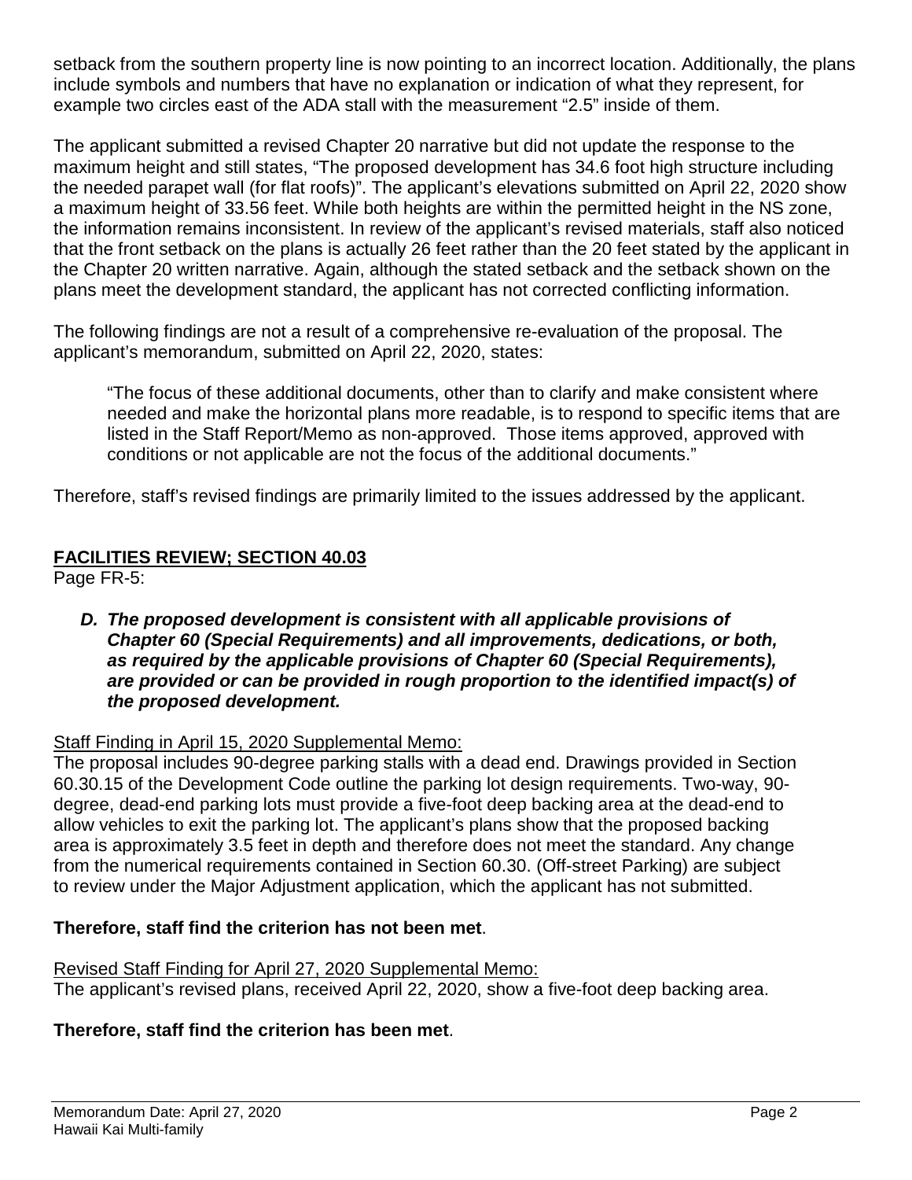setback from the southern property line is now pointing to an incorrect location. Additionally, the plans include symbols and numbers that have no explanation or indication of what they represent, for example two circles east of the ADA stall with the measurement "2.5" inside of them.

The applicant submitted a revised Chapter 20 narrative but did not update the response to the maximum height and still states, "The proposed development has 34.6 foot high structure including the needed parapet wall (for flat roofs)". The applicant's elevations submitted on April 22, 2020 show a maximum height of 33.56 feet. While both heights are within the permitted height in the NS zone, the information remains inconsistent. In review of the applicant's revised materials, staff also noticed that the front setback on the plans is actually 26 feet rather than the 20 feet stated by the applicant in the Chapter 20 written narrative. Again, although the stated setback and the setback shown on the plans meet the development standard, the applicant has not corrected conflicting information.

The following findings are not a result of a comprehensive re-evaluation of the proposal. The applicant's memorandum, submitted on April 22, 2020, states:

> "The focus of these additional documents, other than to clarify and make consistent where needed and make the horizontal plans more readable, is to respond to specific items that are listed in the Staff Report/Memo as non-approved. Those items approved, approved with conditions or not applicable are not the focus of the additional documents."

Therefore, staff's revised findings are primarily limited to the issues addressed by the applicant.

## FACILITIES REVIEW; SECTION 40.03

Page FR-5:

> ***D. The proposed development is consistent with all applicable provisions of Chapter 60 (Special Requirements) and all improvements, dedications, or both, as required by the applicable provisions of Chapter 60 (Special Requirements), are provided or can be provided in rough proportion to the identified impact(s) of the proposed development.***

Staff Finding in April 15, 2020 Supplemental Memo:

The proposal includes 90-degree parking stalls with a dead end. Drawings provided in Section 60.30.15 of the Development Code outline the parking lot design requirements. Two-way, 90-degree, dead-end parking lots must provide a five-foot deep backing area at the dead-end to allow vehicles to exit the parking lot. The applicant's plans show that the proposed backing area is approximately 3.5 feet in depth and therefore does not meet the standard. Any change from the numerical requirements contained in Section 60.30. (Off-street Parking) are subject to review under the Major Adjustment application, which the applicant has not submitted.

**Therefore, staff find the criterion has not been met**.

Revised Staff Finding for April 27, 2020 Supplemental Memo:

The applicant's revised plans, received April 22, 2020, show a five-foot deep backing area.

**Therefore, staff find the criterion has been met**.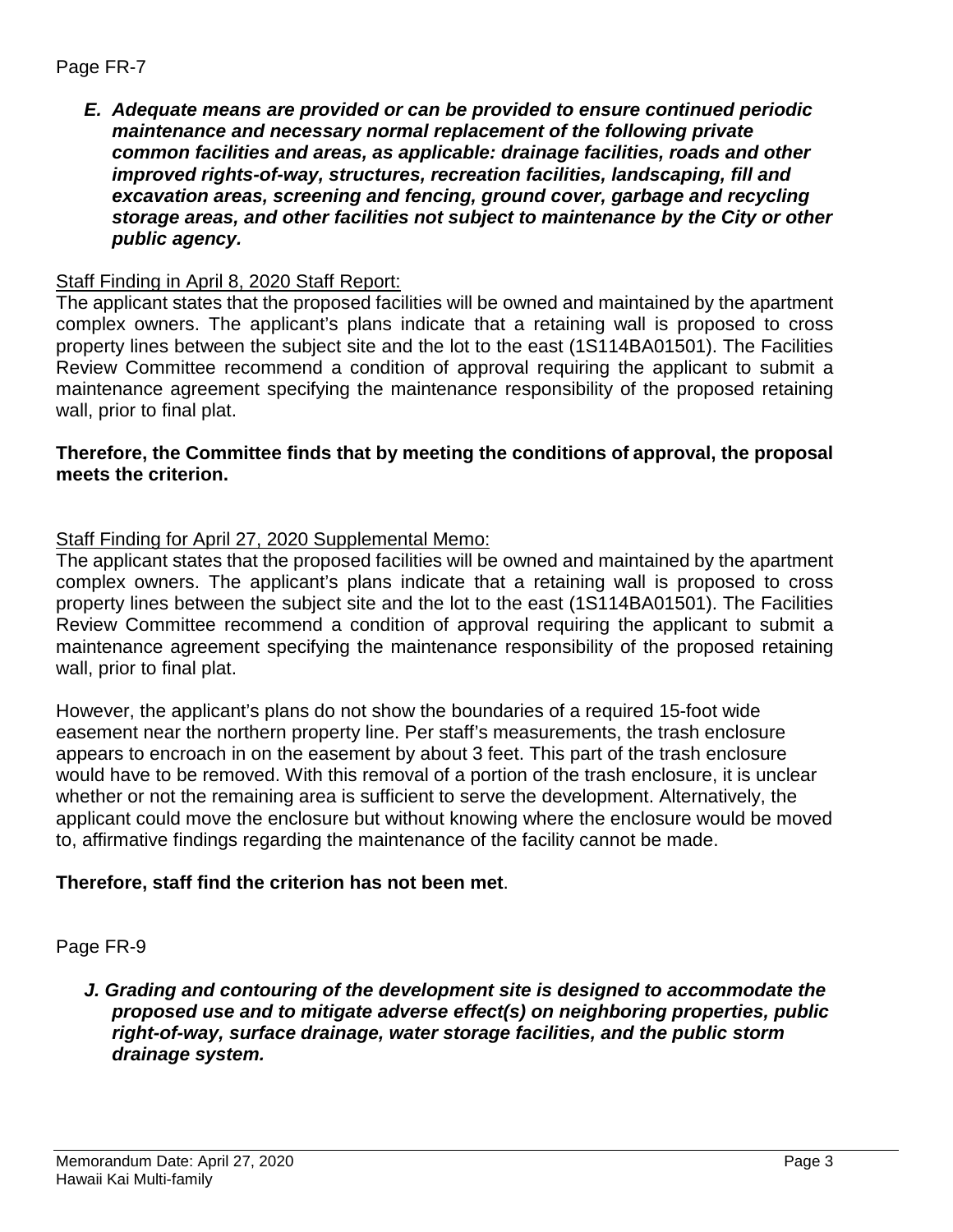Page FR-7

***E. Adequate means are provided or can be provided to ensure continued periodic maintenance and necessary normal replacement of the following private common facilities and areas, as applicable: drainage facilities, roads and other improved rights-of-way, structures, recreation facilities, landscaping, fill and excavation areas, screening and fencing, ground cover, garbage and recycling storage areas, and other facilities not subject to maintenance by the City or other public agency.***

<u>Staff Finding in April 8, 2020 Staff Report:</u>

The applicant states that the proposed facilities will be owned and maintained by the apartment complex owners. The applicant's plans indicate that a retaining wall is proposed to cross property lines between the subject site and the lot to the east (1S114BA01501). The Facilities Review Committee recommend a condition of approval requiring the applicant to submit a maintenance agreement specifying the maintenance responsibility of the proposed retaining wall, prior to final plat.

**Therefore, the Committee finds that by meeting the conditions of approval, the proposal meets the criterion.**

<u>Staff Finding for April 27, 2020 Supplemental Memo:</u>

The applicant states that the proposed facilities will be owned and maintained by the apartment complex owners. The applicant's plans indicate that a retaining wall is proposed to cross property lines between the subject site and the lot to the east (1S114BA01501). The Facilities Review Committee recommend a condition of approval requiring the applicant to submit a maintenance agreement specifying the maintenance responsibility of the proposed retaining wall, prior to final plat.

However, the applicant's plans do not show the boundaries of a required 15-foot wide easement near the northern property line. Per staff's measurements, the trash enclosure appears to encroach in on the easement by about 3 feet. This part of the trash enclosure would have to be removed. With this removal of a portion of the trash enclosure, it is unclear whether or not the remaining area is sufficient to serve the development. Alternatively, the applicant could move the enclosure but without knowing where the enclosure would be moved to, affirmative findings regarding the maintenance of the facility cannot be made.

**Therefore, staff find the criterion has not been met**.

Page FR-9

***J. Grading and contouring of the development site is designed to accommodate the proposed use and to mitigate adverse effect(s) on neighboring properties, public right-of-way, surface drainage, water storage facilities, and the public storm drainage system.***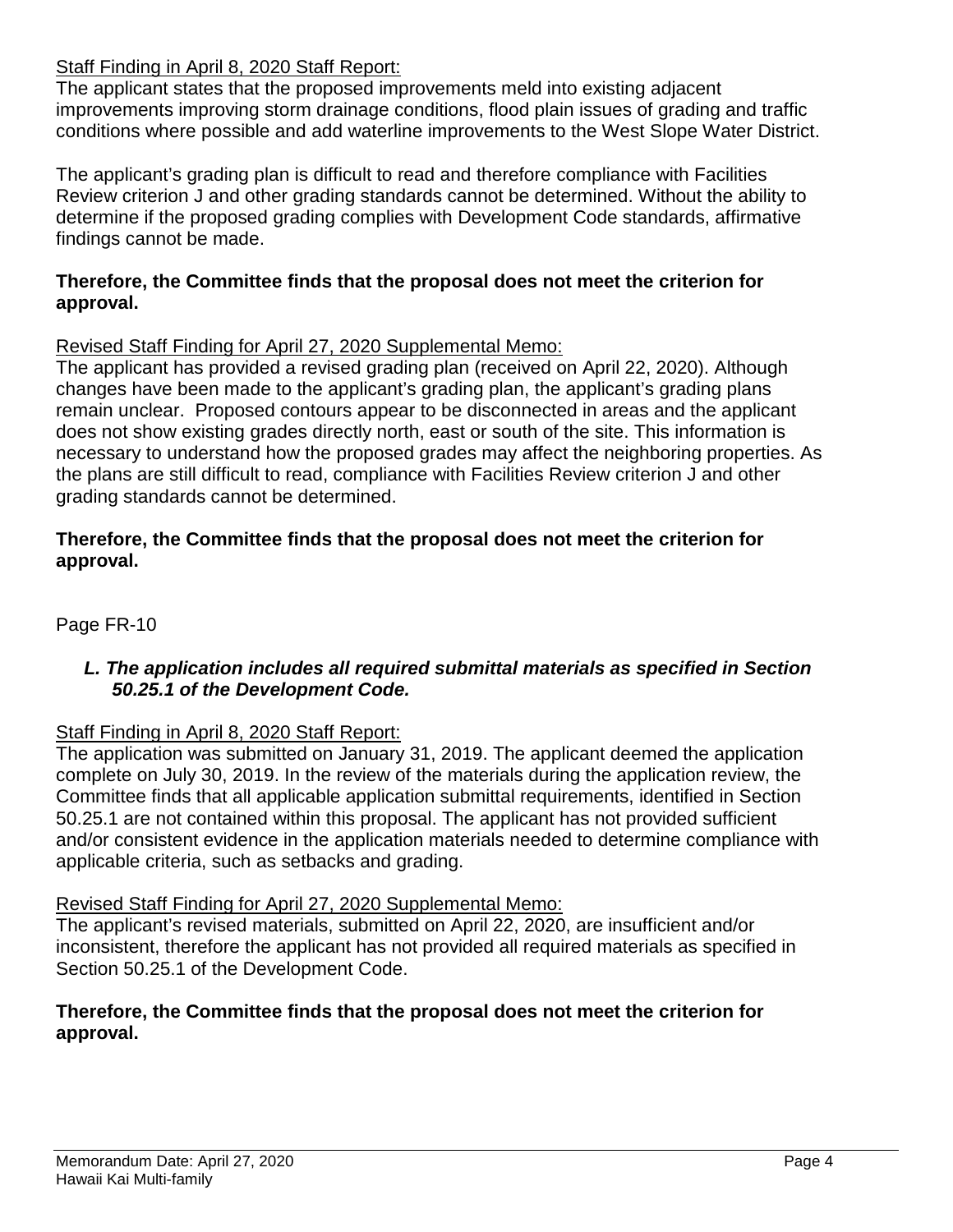Staff Finding in April 8, 2020 Staff Report:

The applicant states that the proposed improvements meld into existing adjacent improvements improving storm drainage conditions, flood plain issues of grading and traffic conditions where possible and add waterline improvements to the West Slope Water District.

The applicant's grading plan is difficult to read and therefore compliance with Facilities Review criterion J and other grading standards cannot be determined. Without the ability to determine if the proposed grading complies with Development Code standards, affirmative findings cannot be made.

**Therefore, the Committee finds that the proposal does not meet the criterion for approval.**

Revised Staff Finding for April 27, 2020 Supplemental Memo:

The applicant has provided a revised grading plan (received on April 22, 2020). Although changes have been made to the applicant's grading plan, the applicant's grading plans remain unclear. Proposed contours appear to be disconnected in areas and the applicant does not show existing grades directly north, east or south of the site. This information is necessary to understand how the proposed grades may affect the neighboring properties. As the plans are still difficult to read, compliance with Facilities Review criterion J and other grading standards cannot be determined.

**Therefore, the Committee finds that the proposal does not meet the criterion for approval.**

Page FR-10

***L. The application includes all required submittal materials as specified in Section 50.25.1 of the Development Code.***

Staff Finding in April 8, 2020 Staff Report:

The application was submitted on January 31, 2019. The applicant deemed the application complete on July 30, 2019. In the review of the materials during the application review, the Committee finds that all applicable application submittal requirements, identified in Section 50.25.1 are not contained within this proposal. The applicant has not provided sufficient and/or consistent evidence in the application materials needed to determine compliance with applicable criteria, such as setbacks and grading.

Revised Staff Finding for April 27, 2020 Supplemental Memo:

The applicant's revised materials, submitted on April 22, 2020, are insufficient and/or inconsistent, therefore the applicant has not provided all required materials as specified in Section 50.25.1 of the Development Code.

**Therefore, the Committee finds that the proposal does not meet the criterion for approval.**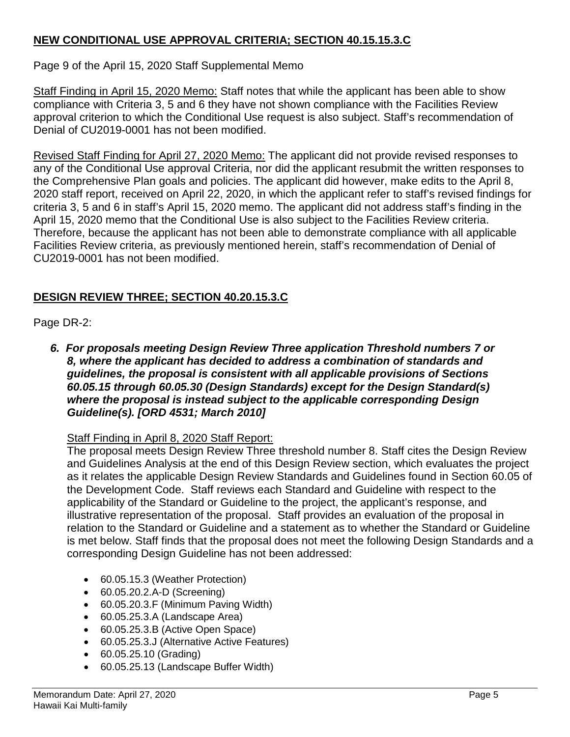## NEW CONDITIONAL USE APPROVAL CRITERIA; SECTION 40.15.15.3.C

Page 9 of the April 15, 2020 Staff Supplemental Memo

Staff Finding in April 15, 2020 Memo: Staff notes that while the applicant has been able to show compliance with Criteria 3, 5 and 6 they have not shown compliance with the Facilities Review approval criterion to which the Conditional Use request is also subject. Staff's recommendation of Denial of CU2019-0001 has not been modified.

Revised Staff Finding for April 27, 2020 Memo: The applicant did not provide revised responses to any of the Conditional Use approval Criteria, nor did the applicant resubmit the written responses to the Comprehensive Plan goals and policies. The applicant did however, make edits to the April 8, 2020 staff report, received on April 22, 2020, in which the applicant refer to staff's revised findings for criteria 3, 5 and 6 in staff's April 15, 2020 memo. The applicant did not address staff's finding in the April 15, 2020 memo that the Conditional Use is also subject to the Facilities Review criteria. Therefore, because the applicant has not been able to demonstrate compliance with all applicable Facilities Review criteria, as previously mentioned herein, staff's recommendation of Denial of CU2019-0001 has not been modified.

## DESIGN REVIEW THREE; SECTION 40.20.15.3.C

Page DR-2:

> ***6. For proposals meeting Design Review Three application Threshold numbers 7 or 8, where the applicant has decided to address a combination of standards and guidelines, the proposal is consistent with all applicable provisions of Sections 60.05.15 through 60.05.30 (Design Standards) except for the Design Standard(s) where the proposal is instead subject to the applicable corresponding Design Guideline(s). [ORD 4531; March 2010]***

Staff Finding in April 8, 2020 Staff Report:

The proposal meets Design Review Three threshold number 8. Staff cites the Design Review and Guidelines Analysis at the end of this Design Review section, which evaluates the project as it relates the applicable Design Review Standards and Guidelines found in Section 60.05 of the Development Code. Staff reviews each Standard and Guideline with respect to the applicability of the Standard or Guideline to the project, the applicant's response, and illustrative representation of the proposal. Staff provides an evaluation of the proposal in relation to the Standard or Guideline and a statement as to whether the Standard or Guideline is met below. Staff finds that the proposal does not meet the following Design Standards and a corresponding Design Guideline has not been addressed:

- 60.05.15.3 (Weather Protection)
- 60.05.20.2.A-D (Screening)
- 60.05.20.3.F (Minimum Paving Width)
- 60.05.25.3.A (Landscape Area)
- 60.05.25.3.B (Active Open Space)
- 60.05.25.3.J (Alternative Active Features)
- 60.05.25.10 (Grading)
- 60.05.25.13 (Landscape Buffer Width)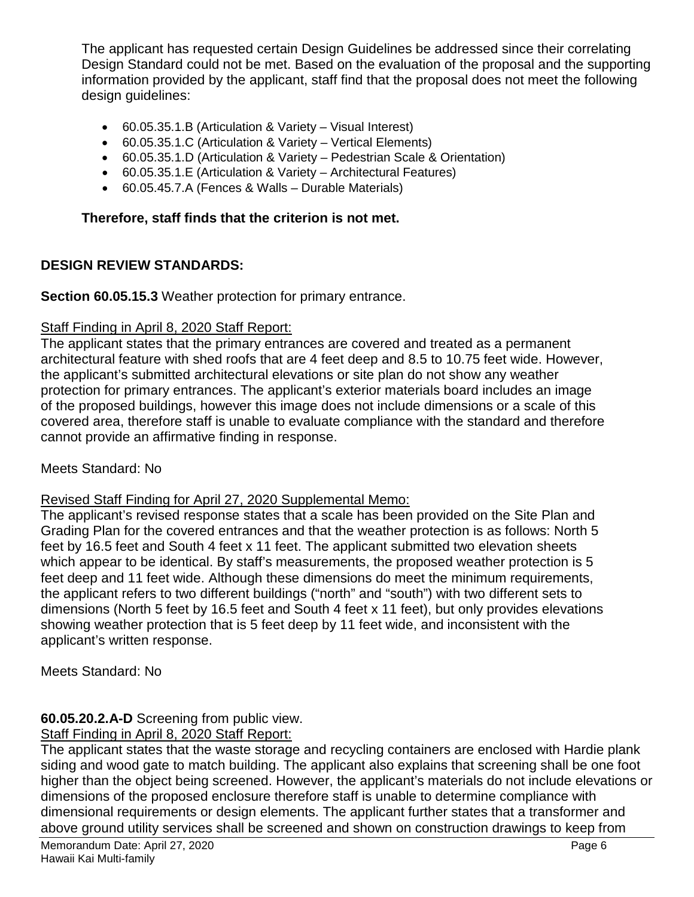The applicant has requested certain Design Guidelines be addressed since their correlating Design Standard could not be met. Based on the evaluation of the proposal and the supporting information provided by the applicant, staff find that the proposal does not meet the following design guidelines:

- 60.05.35.1.B (Articulation & Variety – Visual Interest)
- 60.05.35.1.C (Articulation & Variety – Vertical Elements)
- 60.05.35.1.D (Articulation & Variety – Pedestrian Scale & Orientation)
- 60.05.35.1.E (Articulation & Variety – Architectural Features)
- 60.05.45.7.A (Fences & Walls – Durable Materials)

**Therefore, staff finds that the criterion is not met.**

**DESIGN REVIEW STANDARDS:**

**Section 60.05.15.3** Weather protection for primary entrance.

Staff Finding in April 8, 2020 Staff Report:

The applicant states that the primary entrances are covered and treated as a permanent architectural feature with shed roofs that are 4 feet deep and 8.5 to 10.75 feet wide. However, the applicant's submitted architectural elevations or site plan do not show any weather protection for primary entrances. The applicant's exterior materials board includes an image of the proposed buildings, however this image does not include dimensions or a scale of this covered area, therefore staff is unable to evaluate compliance with the standard and therefore cannot provide an affirmative finding in response.

Meets Standard: No

Revised Staff Finding for April 27, 2020 Supplemental Memo:

The applicant's revised response states that a scale has been provided on the Site Plan and Grading Plan for the covered entrances and that the weather protection is as follows: North 5 feet by 16.5 feet and South 4 feet x 11 feet. The applicant submitted two elevation sheets which appear to be identical. By staff's measurements, the proposed weather protection is 5 feet deep and 11 feet wide. Although these dimensions do meet the minimum requirements, the applicant refers to two different buildings ("north" and "south") with two different sets to dimensions (North 5 feet by 16.5 feet and South 4 feet x 11 feet), but only provides elevations showing weather protection that is 5 feet deep by 11 feet wide, and inconsistent with the applicant's written response.

Meets Standard: No

**60.05.20.2.A-D** Screening from public view.

Staff Finding in April 8, 2020 Staff Report:

The applicant states that the waste storage and recycling containers are enclosed with Hardie plank siding and wood gate to match building. The applicant also explains that screening shall be one foot higher than the object being screened. However, the applicant's materials do not include elevations or dimensions of the proposed enclosure therefore staff is unable to determine compliance with dimensional requirements or design elements. The applicant further states that a transformer and above ground utility services shall be screened and shown on construction drawings to keep from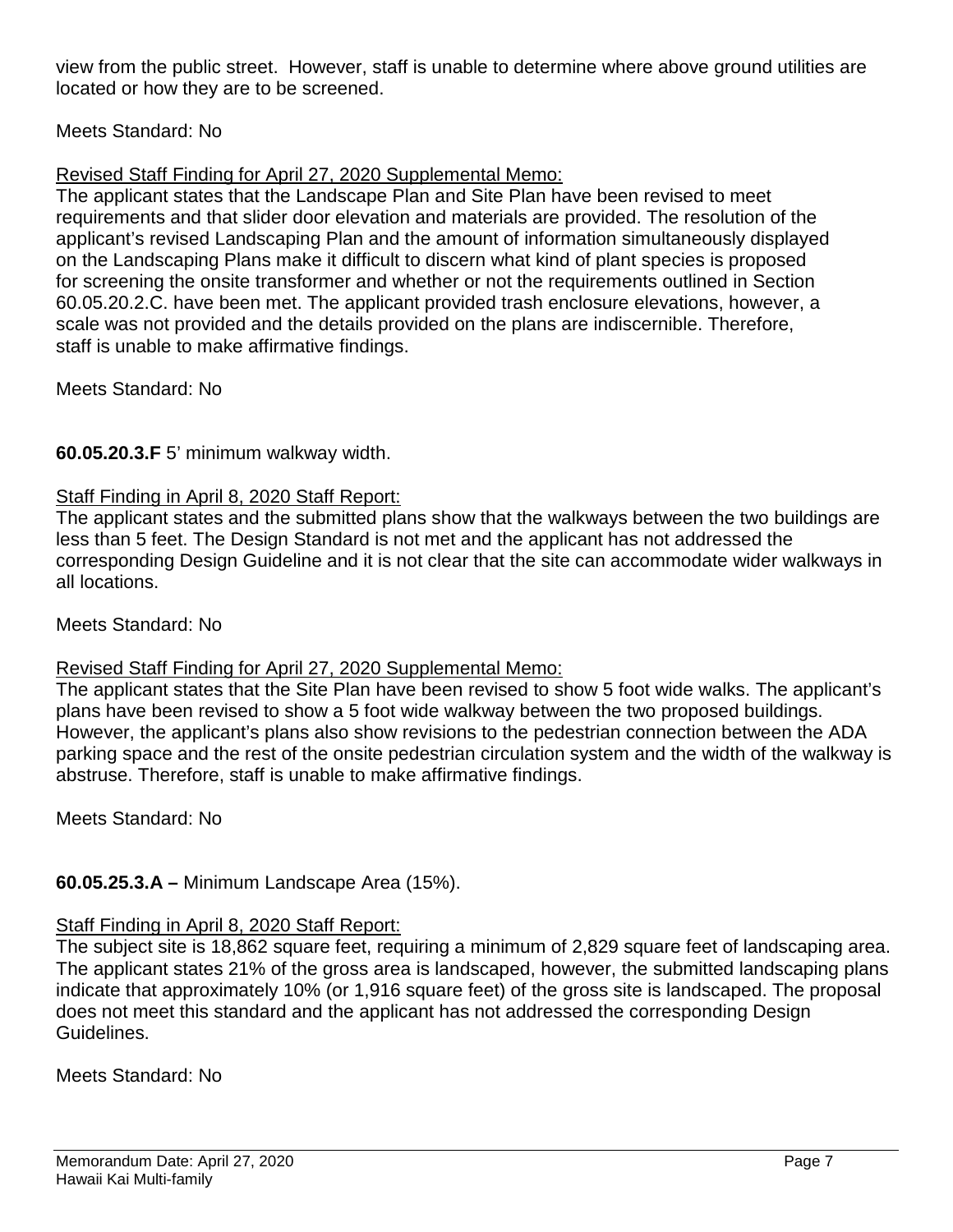view from the public street. However, staff is unable to determine where above ground utilities are located or how they are to be screened.

Meets Standard: No

Revised Staff Finding for April 27, 2020 Supplemental Memo:
The applicant states that the Landscape Plan and Site Plan have been revised to meet requirements and that slider door elevation and materials are provided. The resolution of the applicant's revised Landscaping Plan and the amount of information simultaneously displayed on the Landscaping Plans make it difficult to discern what kind of plant species is proposed for screening the onsite transformer and whether or not the requirements outlined in Section 60.05.20.2.C. have been met. The applicant provided trash enclosure elevations, however, a scale was not provided and the details provided on the plans are indiscernible. Therefore, staff is unable to make affirmative findings.

Meets Standard: No

**60.05.20.3.F** 5' minimum walkway width.

Staff Finding in April 8, 2020 Staff Report:
The applicant states and the submitted plans show that the walkways between the two buildings are less than 5 feet. The Design Standard is not met and the applicant has not addressed the corresponding Design Guideline and it is not clear that the site can accommodate wider walkways in all locations.

Meets Standard: No

Revised Staff Finding for April 27, 2020 Supplemental Memo:
The applicant states that the Site Plan have been revised to show 5 foot wide walks. The applicant's plans have been revised to show a 5 foot wide walkway between the two proposed buildings. However, the applicant's plans also show revisions to the pedestrian connection between the ADA parking space and the rest of the onsite pedestrian circulation system and the width of the walkway is abstruse. Therefore, staff is unable to make affirmative findings.

Meets Standard: No

**60.05.25.3.A –** Minimum Landscape Area (15%).

Staff Finding in April 8, 2020 Staff Report:
The subject site is 18,862 square feet, requiring a minimum of 2,829 square feet of landscaping area. The applicant states 21% of the gross area is landscaped, however, the submitted landscaping plans indicate that approximately 10% (or 1,916 square feet) of the gross site is landscaped. The proposal does not meet this standard and the applicant has not addressed the corresponding Design Guidelines.

Meets Standard: No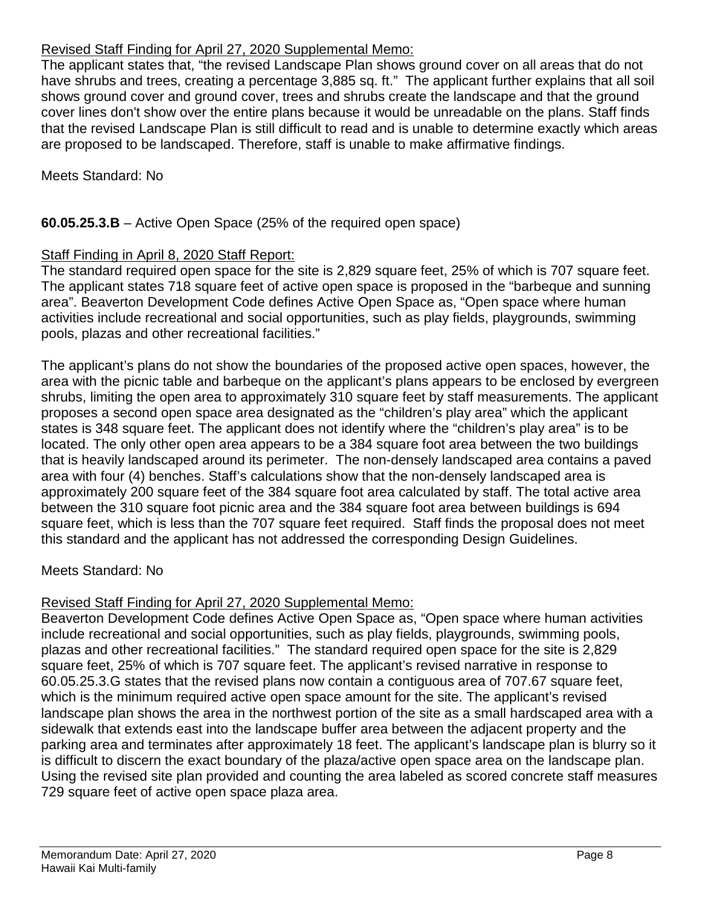Revised Staff Finding for April 27, 2020 Supplemental Memo:

The applicant states that, "the revised Landscape Plan shows ground cover on all areas that do not have shrubs and trees, creating a percentage 3,885 sq. ft." The applicant further explains that all soil shows ground cover and ground cover, trees and shrubs create the landscape and that the ground cover lines don't show over the entire plans because it would be unreadable on the plans. Staff finds that the revised Landscape Plan is still difficult to read and is unable to determine exactly which areas are proposed to be landscaped. Therefore, staff is unable to make affirmative findings.

Meets Standard: No

**60.05.25.3.B** – Active Open Space (25% of the required open space)

Staff Finding in April 8, 2020 Staff Report:

The standard required open space for the site is 2,829 square feet, 25% of which is 707 square feet. The applicant states 718 square feet of active open space is proposed in the "barbeque and sunning area". Beaverton Development Code defines Active Open Space as, "Open space where human activities include recreational and social opportunities, such as play fields, playgrounds, swimming pools, plazas and other recreational facilities."

The applicant's plans do not show the boundaries of the proposed active open spaces, however, the area with the picnic table and barbeque on the applicant's plans appears to be enclosed by evergreen shrubs, limiting the open area to approximately 310 square feet by staff measurements. The applicant proposes a second open space area designated as the "children's play area" which the applicant states is 348 square feet. The applicant does not identify where the "children's play area" is to be located. The only other open area appears to be a 384 square foot area between the two buildings that is heavily landscaped around its perimeter. The non-densely landscaped area contains a paved area with four (4) benches. Staff's calculations show that the non-densely landscaped area is approximately 200 square feet of the 384 square foot area calculated by staff. The total active area between the 310 square foot picnic area and the 384 square foot area between buildings is 694 square feet, which is less than the 707 square feet required. Staff finds the proposal does not meet this standard and the applicant has not addressed the corresponding Design Guidelines.

Meets Standard: No

Revised Staff Finding for April 27, 2020 Supplemental Memo:

Beaverton Development Code defines Active Open Space as, "Open space where human activities include recreational and social opportunities, such as play fields, playgrounds, swimming pools, plazas and other recreational facilities." The standard required open space for the site is 2,829 square feet, 25% of which is 707 square feet. The applicant's revised narrative in response to 60.05.25.3.G states that the revised plans now contain a contiguous area of 707.67 square feet, which is the minimum required active open space amount for the site. The applicant's revised landscape plan shows the area in the northwest portion of the site as a small hardscaped area with a sidewalk that extends east into the landscape buffer area between the adjacent property and the parking area and terminates after approximately 18 feet. The applicant's landscape plan is blurry so it is difficult to discern the exact boundary of the plaza/active open space area on the landscape plan. Using the revised site plan provided and counting the area labeled as scored concrete staff measures 729 square feet of active open space plaza area.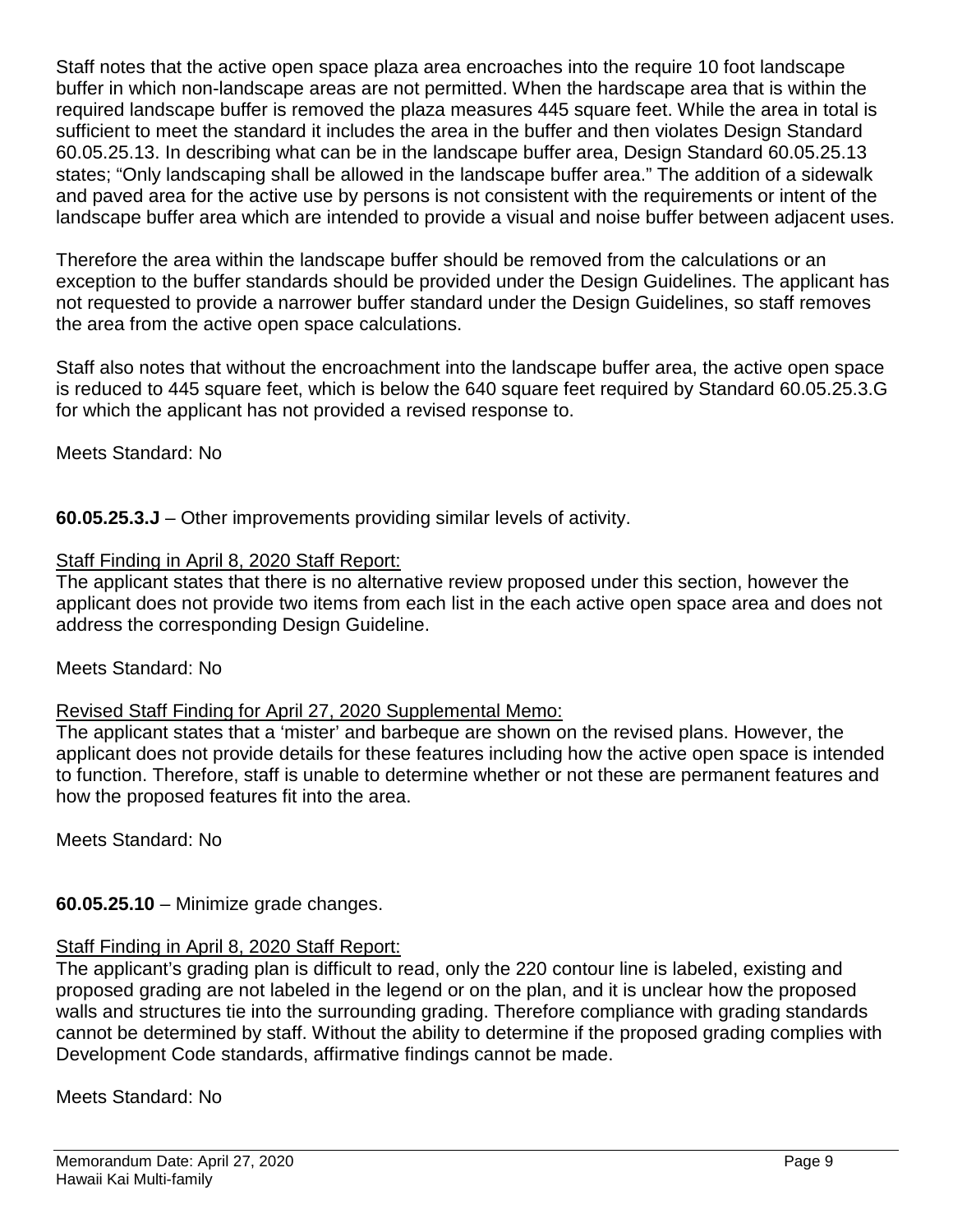Staff notes that the active open space plaza area encroaches into the require 10 foot landscape buffer in which non-landscape areas are not permitted. When the hardscape area that is within the required landscape buffer is removed the plaza measures 445 square feet. While the area in total is sufficient to meet the standard it includes the area in the buffer and then violates Design Standard 60.05.25.13. In describing what can be in the landscape buffer area, Design Standard 60.05.25.13 states; "Only landscaping shall be allowed in the landscape buffer area." The addition of a sidewalk and paved area for the active use by persons is not consistent with the requirements or intent of the landscape buffer area which are intended to provide a visual and noise buffer between adjacent uses.

Therefore the area within the landscape buffer should be removed from the calculations or an exception to the buffer standards should be provided under the Design Guidelines. The applicant has not requested to provide a narrower buffer standard under the Design Guidelines, so staff removes the area from the active open space calculations.

Staff also notes that without the encroachment into the landscape buffer area, the active open space is reduced to 445 square feet, which is below the 640 square feet required by Standard 60.05.25.3.G for which the applicant has not provided a revised response to.

Meets Standard: No

**60.05.25.3.J** – Other improvements providing similar levels of activity.

Staff Finding in April 8, 2020 Staff Report:

The applicant states that there is no alternative review proposed under this section, however the applicant does not provide two items from each list in the each active open space area and does not address the corresponding Design Guideline.

Meets Standard: No

Revised Staff Finding for April 27, 2020 Supplemental Memo:

The applicant states that a 'mister' and barbeque are shown on the revised plans. However, the applicant does not provide details for these features including how the active open space is intended to function. Therefore, staff is unable to determine whether or not these are permanent features and how the proposed features fit into the area.

Meets Standard: No

**60.05.25.10** – Minimize grade changes.

Staff Finding in April 8, 2020 Staff Report:

The applicant's grading plan is difficult to read, only the 220 contour line is labeled, existing and proposed grading are not labeled in the legend or on the plan, and it is unclear how the proposed walls and structures tie into the surrounding grading. Therefore compliance with grading standards cannot be determined by staff. Without the ability to determine if the proposed grading complies with Development Code standards, affirmative findings cannot be made.

Meets Standard: No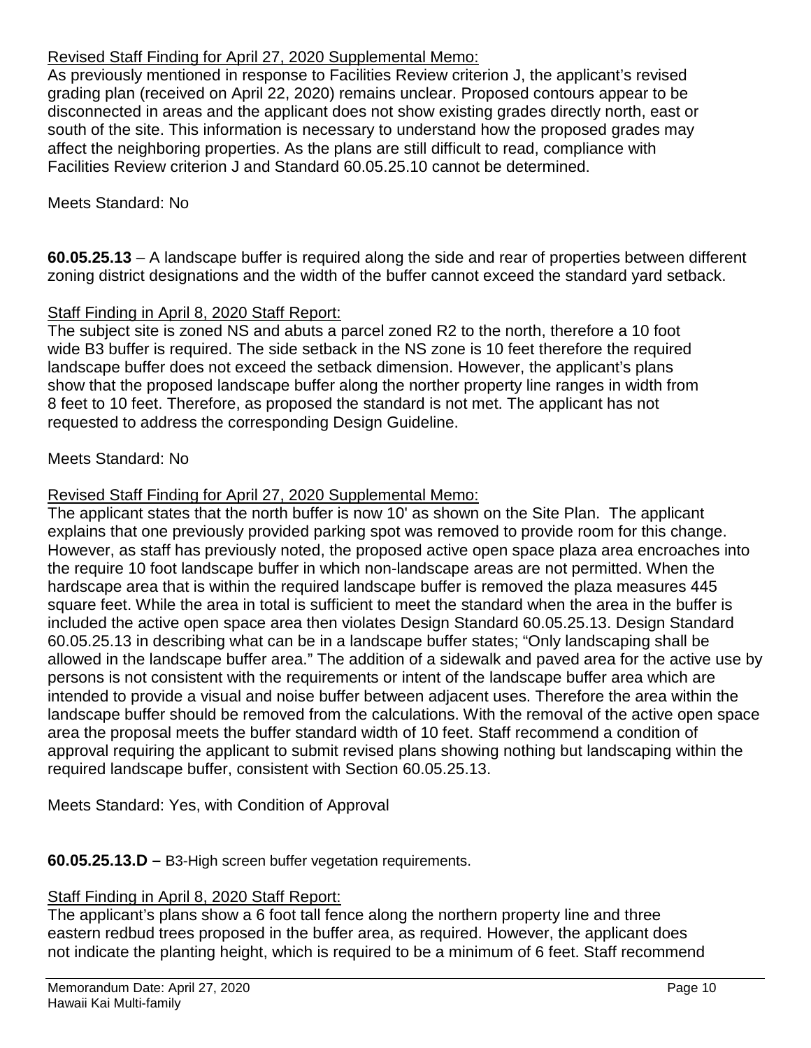Revised Staff Finding for April 27, 2020 Supplemental Memo:

As previously mentioned in response to Facilities Review criterion J, the applicant's revised grading plan (received on April 22, 2020) remains unclear. Proposed contours appear to be disconnected in areas and the applicant does not show existing grades directly north, east or south of the site. This information is necessary to understand how the proposed grades may affect the neighboring properties. As the plans are still difficult to read, compliance with Facilities Review criterion J and Standard 60.05.25.10 cannot be determined.

Meets Standard: No

**60.05.25.13** – A landscape buffer is required along the side and rear of properties between different zoning district designations and the width of the buffer cannot exceed the standard yard setback.

Staff Finding in April 8, 2020 Staff Report:

The subject site is zoned NS and abuts a parcel zoned R2 to the north, therefore a 10 foot wide B3 buffer is required. The side setback in the NS zone is 10 feet therefore the required landscape buffer does not exceed the setback dimension. However, the applicant's plans show that the proposed landscape buffer along the norther property line ranges in width from 8 feet to 10 feet. Therefore, as proposed the standard is not met. The applicant has not requested to address the corresponding Design Guideline.

Meets Standard: No

Revised Staff Finding for April 27, 2020 Supplemental Memo:

The applicant states that the north buffer is now 10' as shown on the Site Plan. The applicant explains that one previously provided parking spot was removed to provide room for this change. However, as staff has previously noted, the proposed active open space plaza area encroaches into the require 10 foot landscape buffer in which non-landscape areas are not permitted. When the hardscape area that is within the required landscape buffer is removed the plaza measures 445 square feet. While the area in total is sufficient to meet the standard when the area in the buffer is included the active open space area then violates Design Standard 60.05.25.13. Design Standard 60.05.25.13 in describing what can be in a landscape buffer states; "Only landscaping shall be allowed in the landscape buffer area." The addition of a sidewalk and paved area for the active use by persons is not consistent with the requirements or intent of the landscape buffer area which are intended to provide a visual and noise buffer between adjacent uses. Therefore the area within the landscape buffer should be removed from the calculations. With the removal of the active open space area the proposal meets the buffer standard width of 10 feet. Staff recommend a condition of approval requiring the applicant to submit revised plans showing nothing but landscaping within the required landscape buffer, consistent with Section 60.05.25.13.

Meets Standard: Yes, with Condition of Approval

**60.05.25.13.D –** B3-High screen buffer vegetation requirements.

Staff Finding in April 8, 2020 Staff Report:

The applicant's plans show a 6 foot tall fence along the northern property line and three eastern redbud trees proposed in the buffer area, as required. However, the applicant does not indicate the planting height, which is required to be a minimum of 6 feet. Staff recommend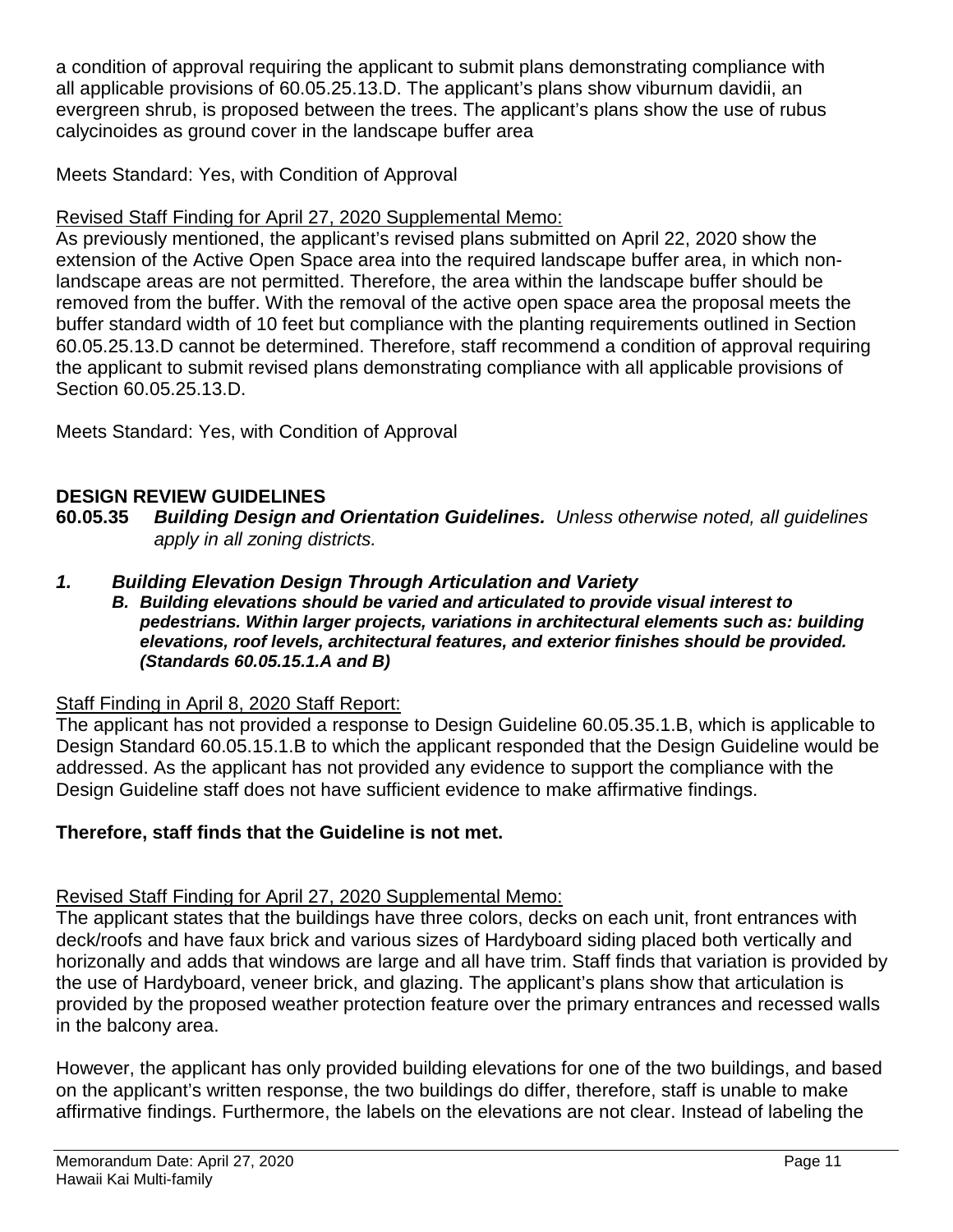a condition of approval requiring the applicant to submit plans demonstrating compliance with all applicable provisions of 60.05.25.13.D. The applicant's plans show viburnum davidii, an evergreen shrub, is proposed between the trees. The applicant's plans show the use of rubus calycinoides as ground cover in the landscape buffer area

Meets Standard: Yes, with Condition of Approval

Revised Staff Finding for April 27, 2020 Supplemental Memo:

As previously mentioned, the applicant's revised plans submitted on April 22, 2020 show the extension of the Active Open Space area into the required landscape buffer area, in which non-landscape areas are not permitted. Therefore, the area within the landscape buffer should be removed from the buffer. With the removal of the active open space area the proposal meets the buffer standard width of 10 feet but compliance with the planting requirements outlined in Section 60.05.25.13.D cannot be determined. Therefore, staff recommend a condition of approval requiring the applicant to submit revised plans demonstrating compliance with all applicable provisions of Section 60.05.25.13.D.

Meets Standard: Yes, with Condition of Approval

## DESIGN REVIEW GUIDELINES

**60.05.35** ***Building Design and Orientation Guidelines.*** *Unless otherwise noted, all guidelines apply in all zoning districts.*

### *1. Building Elevation Design Through Articulation and Variety*

***B. Building elevations should be varied and articulated to provide visual interest to pedestrians. Within larger projects, variations in architectural elements such as: building elevations, roof levels, architectural features, and exterior finishes should be provided. (Standards 60.05.15.1.A and B)***

Staff Finding in April 8, 2020 Staff Report:

The applicant has not provided a response to Design Guideline 60.05.35.1.B, which is applicable to Design Standard 60.05.15.1.B to which the applicant responded that the Design Guideline would be addressed. As the applicant has not provided any evidence to support the compliance with the Design Guideline staff does not have sufficient evidence to make affirmative findings.

**Therefore, staff finds that the Guideline is not met.**

Revised Staff Finding for April 27, 2020 Supplemental Memo:

The applicant states that the buildings have three colors, decks on each unit, front entrances with deck/roofs and have faux brick and various sizes of Hardyboard siding placed both vertically and horizonally and adds that windows are large and all have trim. Staff finds that variation is provided by the use of Hardyboard, veneer brick, and glazing. The applicant's plans show that articulation is provided by the proposed weather protection feature over the primary entrances and recessed walls in the balcony area.

However, the applicant has only provided building elevations for one of the two buildings, and based on the applicant's written response, the two buildings do differ, therefore, staff is unable to make affirmative findings. Furthermore, the labels on the elevations are not clear. Instead of labeling the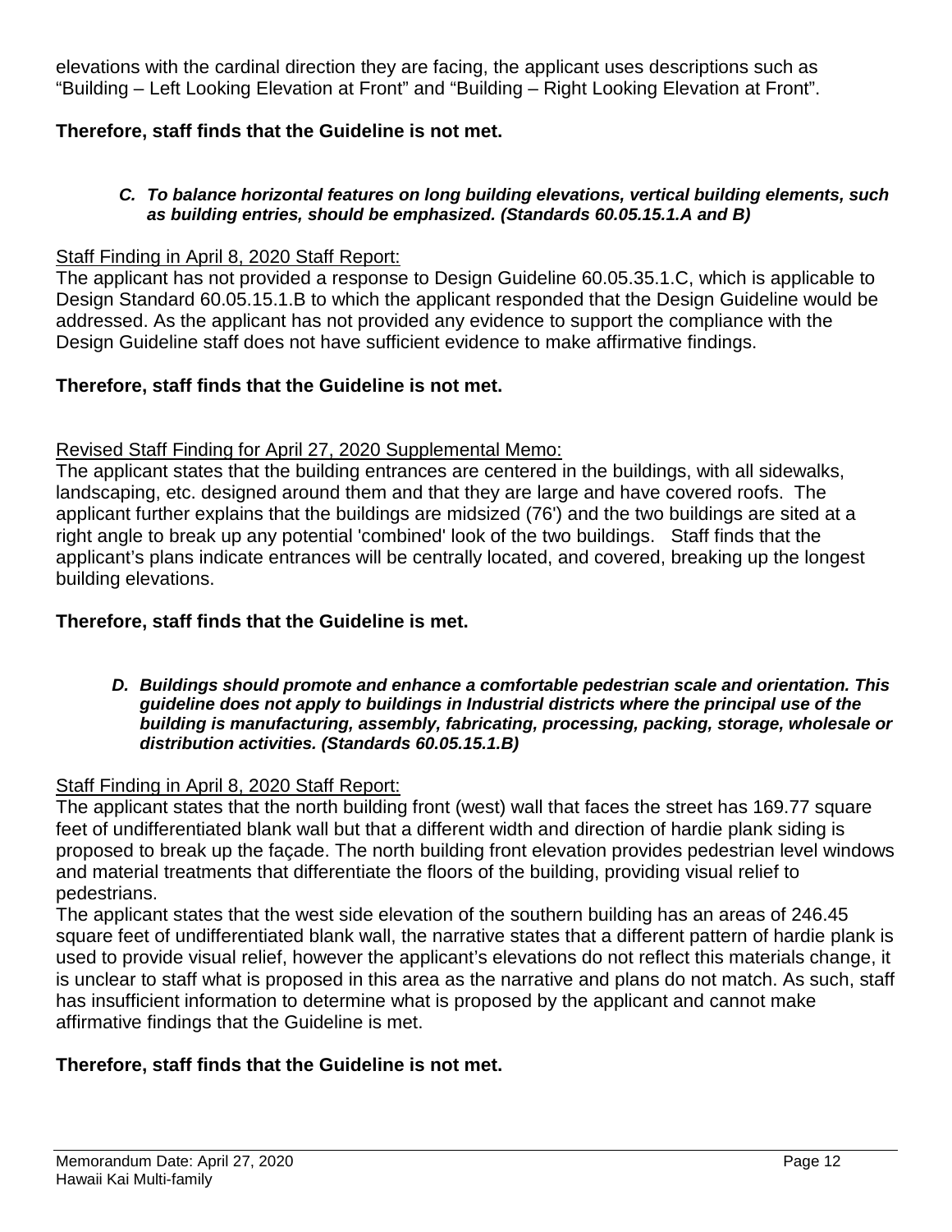elevations with the cardinal direction they are facing, the applicant uses descriptions such as "Building – Left Looking Elevation at Front" and "Building – Right Looking Elevation at Front".

**Therefore, staff finds that the Guideline is not met.**

***C. To balance horizontal features on long building elevations, vertical building elements, such as building entries, should be emphasized. (Standards 60.05.15.1.A and B)***

<u>Staff Finding in April 8, 2020 Staff Report:</u>
The applicant has not provided a response to Design Guideline 60.05.35.1.C, which is applicable to Design Standard 60.05.15.1.B to which the applicant responded that the Design Guideline would be addressed. As the applicant has not provided any evidence to support the compliance with the Design Guideline staff does not have sufficient evidence to make affirmative findings.

**Therefore, staff finds that the Guideline is not met.**

<u>Revised Staff Finding for April 27, 2020 Supplemental Memo:</u>
The applicant states that the building entrances are centered in the buildings, with all sidewalks, landscaping, etc. designed around them and that they are large and have covered roofs. The applicant further explains that the buildings are midsized (76') and the two buildings are sited at a right angle to break up any potential 'combined' look of the two buildings. Staff finds that the applicant's plans indicate entrances will be centrally located, and covered, breaking up the longest building elevations.

**Therefore, staff finds that the Guideline is met.**

***D. Buildings should promote and enhance a comfortable pedestrian scale and orientation. This guideline does not apply to buildings in Industrial districts where the principal use of the building is manufacturing, assembly, fabricating, processing, packing, storage, wholesale or distribution activities. (Standards 60.05.15.1.B)***

<u>Staff Finding in April 8, 2020 Staff Report:</u>
The applicant states that the north building front (west) wall that faces the street has 169.77 square feet of undifferentiated blank wall but that a different width and direction of hardie plank siding is proposed to break up the façade. The north building front elevation provides pedestrian level windows and material treatments that differentiate the floors of the building, providing visual relief to pedestrians.
The applicant states that the west side elevation of the southern building has an areas of 246.45 square feet of undifferentiated blank wall, the narrative states that a different pattern of hardie plank is used to provide visual relief, however the applicant's elevations do not reflect this materials change, it is unclear to staff what is proposed in this area as the narrative and plans do not match. As such, staff has insufficient information to determine what is proposed by the applicant and cannot make affirmative findings that the Guideline is met.

**Therefore, staff finds that the Guideline is not met.**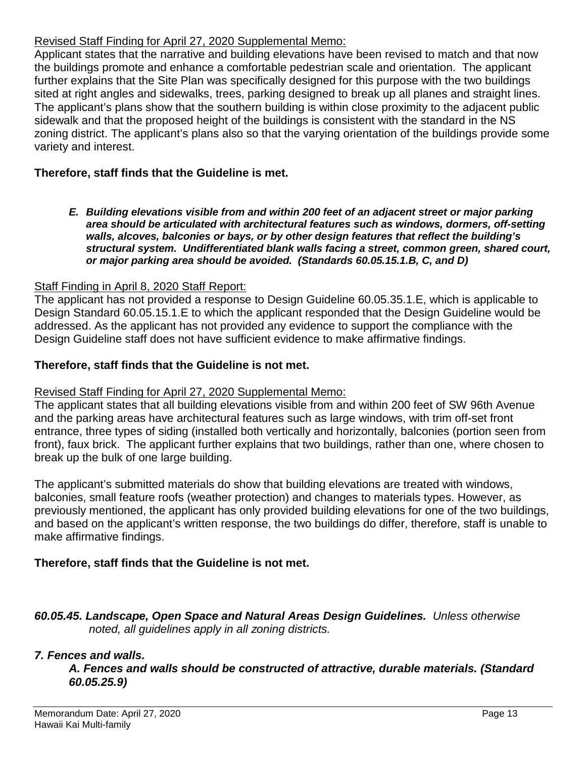Revised Staff Finding for April 27, 2020 Supplemental Memo:

Applicant states that the narrative and building elevations have been revised to match and that now the buildings promote and enhance a comfortable pedestrian scale and orientation. The applicant further explains that the Site Plan was specifically designed for this purpose with the two buildings sited at right angles and sidewalks, trees, parking designed to break up all planes and straight lines. The applicant's plans show that the southern building is within close proximity to the adjacent public sidewalk and that the proposed height of the buildings is consistent with the standard in the NS zoning district. The applicant's plans also so that the varying orientation of the buildings provide some variety and interest.

**Therefore, staff finds that the Guideline is met.**

> ***E. Building elevations visible from and within 200 feet of an adjacent street or major parking area should be articulated with architectural features such as windows, dormers, off-setting walls, alcoves, balconies or bays, or by other design features that reflect the building's structural system. Undifferentiated blank walls facing a street, common green, shared court, or major parking area should be avoided. (Standards 60.05.15.1.B, C, and D)***

Staff Finding in April 8, 2020 Staff Report:

The applicant has not provided a response to Design Guideline 60.05.35.1.E, which is applicable to Design Standard 60.05.15.1.E to which the applicant responded that the Design Guideline would be addressed. As the applicant has not provided any evidence to support the compliance with the Design Guideline staff does not have sufficient evidence to make affirmative findings.

**Therefore, staff finds that the Guideline is not met.**

Revised Staff Finding for April 27, 2020 Supplemental Memo:

The applicant states that all building elevations visible from and within 200 feet of SW 96th Avenue and the parking areas have architectural features such as large windows, with trim off-set front entrance, three types of siding (installed both vertically and horizontally, balconies (portion seen from front), faux brick. The applicant further explains that two buildings, rather than one, where chosen to break up the bulk of one large building.

The applicant's submitted materials do show that building elevations are treated with windows, balconies, small feature roofs (weather protection) and changes to materials types. However, as previously mentioned, the applicant has only provided building elevations for one of the two buildings, and based on the applicant's written response, the two buildings do differ, therefore, staff is unable to make affirmative findings.

**Therefore, staff finds that the Guideline is not met.**

***60.05.45. Landscape, Open Space and Natural Areas Design Guidelines.*** *Unless otherwise noted, all guidelines apply in all zoning districts.*

***7. Fences and walls.***

> ***A. Fences and walls should be constructed of attractive, durable materials. (Standard 60.05.25.9)***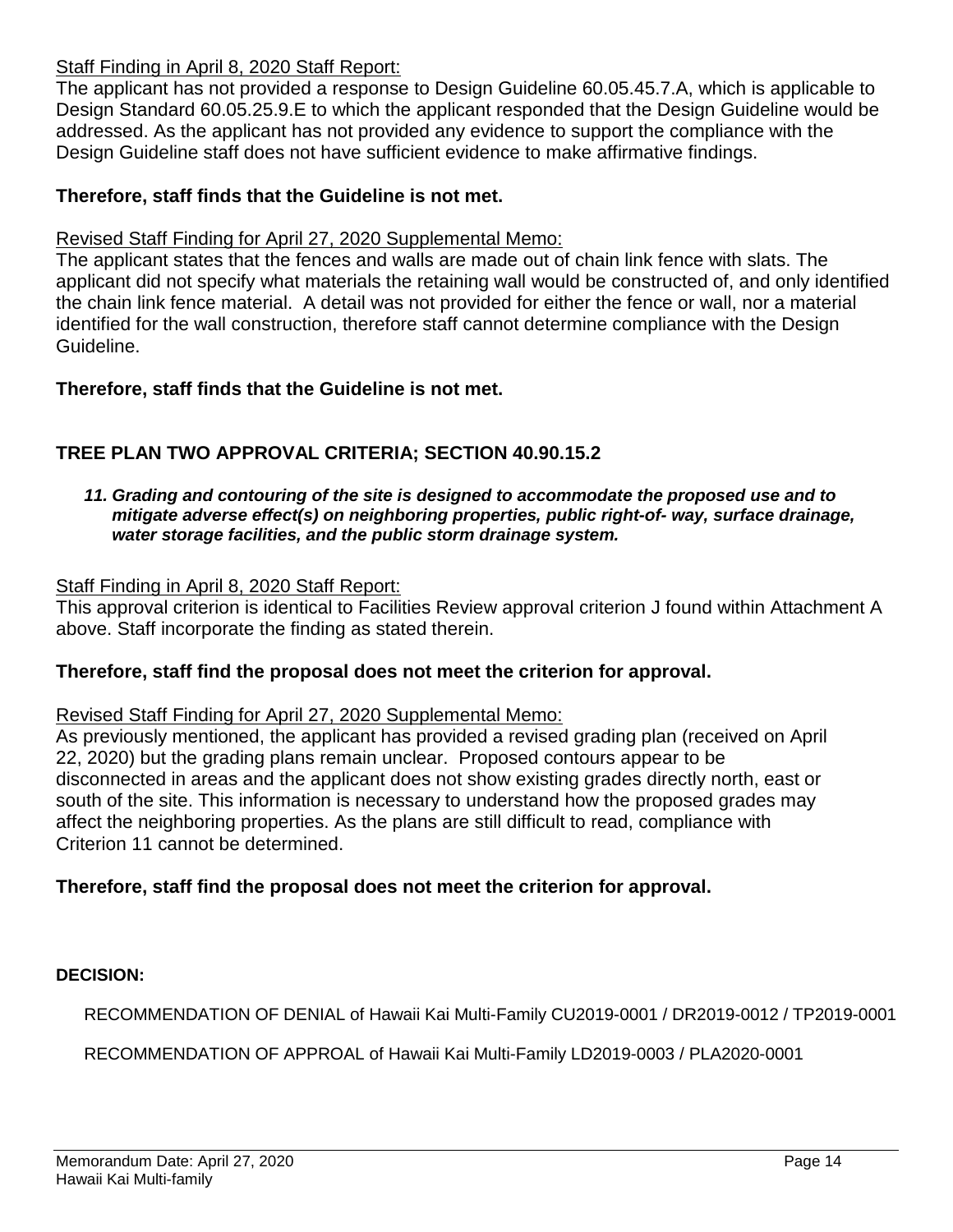Staff Finding in April 8, 2020 Staff Report:
The applicant has not provided a response to Design Guideline 60.05.45.7.A, which is applicable to Design Standard 60.05.25.9.E to which the applicant responded that the Design Guideline would be addressed. As the applicant has not provided any evidence to support the compliance with the Design Guideline staff does not have sufficient evidence to make affirmative findings.

**Therefore, staff finds that the Guideline is not met.**

Revised Staff Finding for April 27, 2020 Supplemental Memo:
The applicant states that the fences and walls are made out of chain link fence with slats. The applicant did not specify what materials the retaining wall would be constructed of, and only identified the chain link fence material. A detail was not provided for either the fence or wall, nor a material identified for the wall construction, therefore staff cannot determine compliance with the Design Guideline.

**Therefore, staff finds that the Guideline is not met.**

## TREE PLAN TWO APPROVAL CRITERIA; SECTION 40.90.15.2

***11. Grading and contouring of the site is designed to accommodate the proposed use and to mitigate adverse effect(s) on neighboring properties, public right-of- way, surface drainage, water storage facilities, and the public storm drainage system.***

Staff Finding in April 8, 2020 Staff Report:
This approval criterion is identical to Facilities Review approval criterion J found within Attachment A above. Staff incorporate the finding as stated therein.

**Therefore, staff find the proposal does not meet the criterion for approval.**

Revised Staff Finding for April 27, 2020 Supplemental Memo:
As previously mentioned, the applicant has provided a revised grading plan (received on April 22, 2020) but the grading plans remain unclear. Proposed contours appear to be disconnected in areas and the applicant does not show existing grades directly north, east or south of the site. This information is necessary to understand how the proposed grades may affect the neighboring properties. As the plans are still difficult to read, compliance with Criterion 11 cannot be determined.

**Therefore, staff find the proposal does not meet the criterion for approval.**

**DECISION:**

RECOMMENDATION OF DENIAL of Hawaii Kai Multi-Family CU2019-0001 / DR2019-0012 / TP2019-0001

RECOMMENDATION OF APPROAL of Hawaii Kai Multi-Family LD2019-0003 / PLA2020-0001